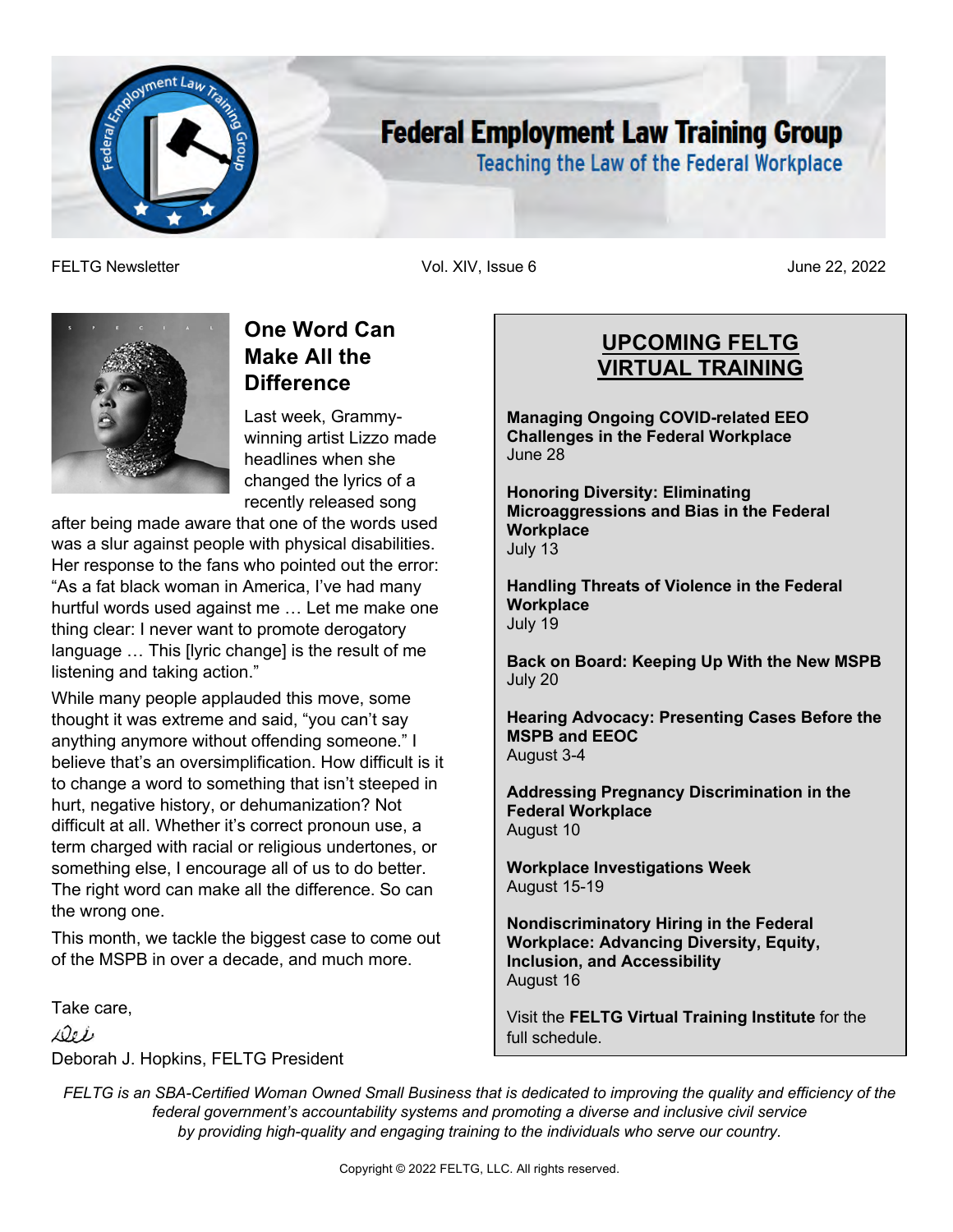# Federal Employment Law Training Group

Teaching the Law of the Federal Workplace

FELTG Newsletter | Vol. XIV, Issue 6 | June 22, 2022

## One Word Can Make All the Difference

Last week, Grammy-winning artist Lizzo made headlines when she changed the lyrics of a recently released song after being made aware that one of the words used was a slur against people with physical disabilities. Her response to the fans who pointed out the error: "As a fat black woman in America, I've had many hurtful words used against me … Let me make one thing clear: I never want to promote derogatory language … This [lyric change] is the result of me listening and taking action."

While many people applauded this move, some thought it was extreme and said, "you can't say anything anymore without offending someone." I believe that's an oversimplification. How difficult is it to change a word to something that isn't steeped in hurt, negative history, or dehumanization? Not difficult at all. Whether it's correct pronoun use, a term charged with racial or religious undertones, or something else, I encourage all of us to do better. The right word can make all the difference. So can the wrong one.

This month, we tackle the biggest case to come out of the MSPB in over a decade, and much more.

Take care,

Deb

Deborah J. Hopkins, FELTG President

## UPCOMING FELTG VIRTUAL TRAINING

**Managing Ongoing COVID-related EEO Challenges in the Federal Workplace**
June 28

**Honoring Diversity: Eliminating Microaggressions and Bias in the Federal Workplace**
July 13

**Handling Threats of Violence in the Federal Workplace**
July 19

**Back on Board: Keeping Up With the New MSPB**
July 20

**Hearing Advocacy: Presenting Cases Before the MSPB and EEOC**
August 3-4

**Addressing Pregnancy Discrimination in the Federal Workplace**
August 10

**Workplace Investigations Week**
August 15-19

**Nondiscriminatory Hiring in the Federal Workplace: Advancing Diversity, Equity, Inclusion, and Accessibility**
August 16

Visit the **FELTG Virtual Training Institute** for the full schedule.

*FELTG is an SBA-Certified Woman Owned Small Business that is dedicated to improving the quality and efficiency of the federal government's accountability systems and promoting a diverse and inclusive civil service by providing high-quality and engaging training to the individuals who serve our country.*

Copyright © 2022 FELTG, LLC. All rights reserved.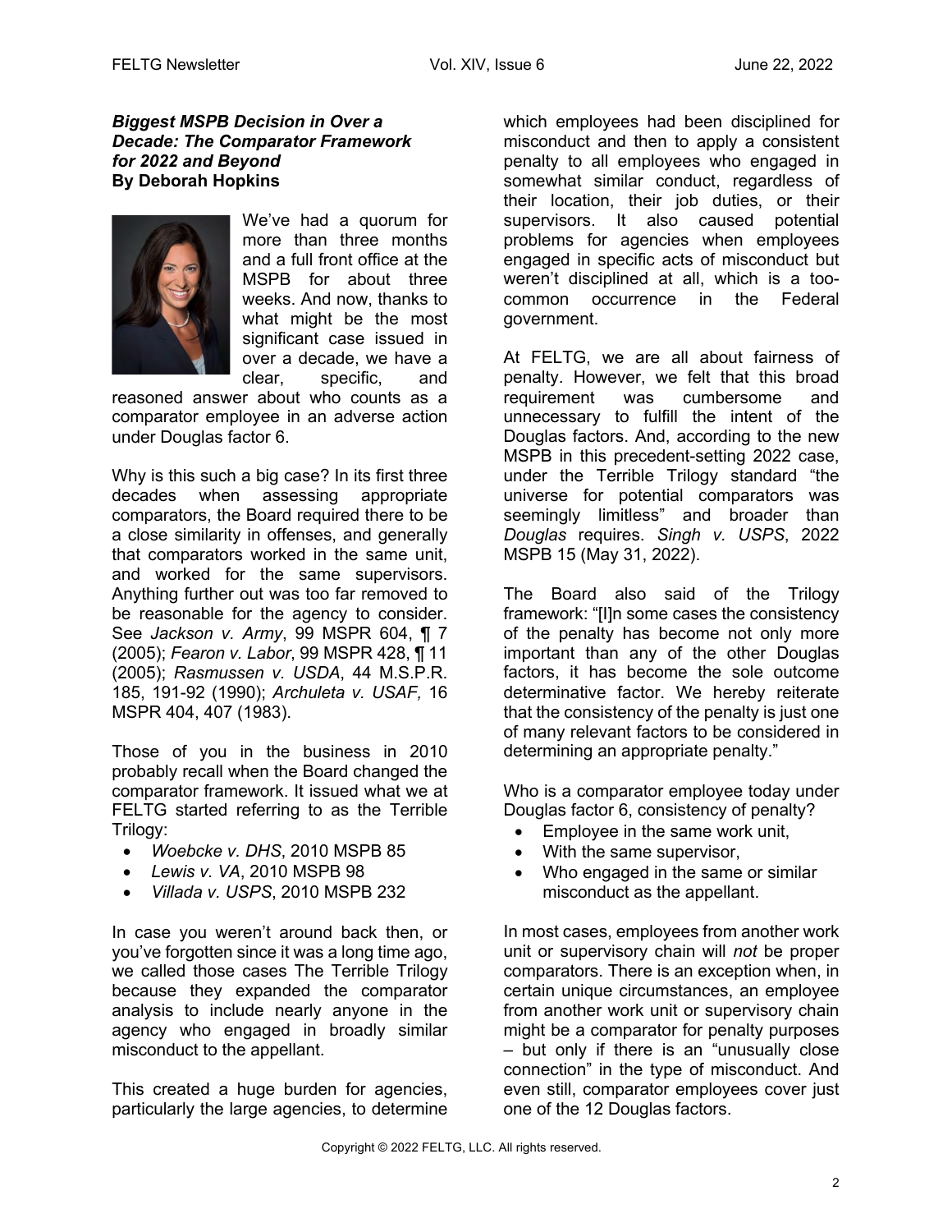***Biggest MSPB Decision in Over a Decade: The Comparator Framework for 2022 and Beyond***
**By Deborah Hopkins**

We've had a quorum for more than three months and a full front office at the MSPB for about three weeks. And now, thanks to what might be the most significant case issued in over a decade, we have a clear, specific, and reasoned answer about who counts as a comparator employee in an adverse action under Douglas factor 6.

Why is this such a big case? In its first three decades when assessing appropriate comparators, the Board required there to be a close similarity in offenses, and generally that comparators worked in the same unit, and worked for the same supervisors. Anything further out was too far removed to be reasonable for the agency to consider. See *Jackson v. Army*, 99 MSPR 604, ¶ 7 (2005); *Fearon v. Labor*, 99 MSPR 428, ¶ 11 (2005); *Rasmussen v. USDA*, 44 M.S.P.R. 185, 191-92 (1990); *Archuleta v. USAF,* 16 MSPR 404, 407 (1983).

Those of you in the business in 2010 probably recall when the Board changed the comparator framework. It issued what we at FELTG started referring to as the Terrible Trilogy:

- *Woebcke v. DHS*, 2010 MSPB 85
- *Lewis v. VA*, 2010 MSPB 98
- *Villada v. USPS*, 2010 MSPB 232

In case you weren't around back then, or you've forgotten since it was a long time ago, we called those cases The Terrible Trilogy because they expanded the comparator analysis to include nearly anyone in the agency who engaged in broadly similar misconduct to the appellant.

This created a huge burden for agencies, particularly the large agencies, to determine which employees had been disciplined for misconduct and then to apply a consistent penalty to all employees who engaged in somewhat similar conduct, regardless of their location, their job duties, or their supervisors. It also caused potential problems for agencies when employees engaged in specific acts of misconduct but weren't disciplined at all, which is a too-common occurrence in the Federal government.

At FELTG, we are all about fairness of penalty. However, we felt that this broad requirement was cumbersome and unnecessary to fulfill the intent of the Douglas factors. And, according to the new MSPB in this precedent-setting 2022 case, under the Terrible Trilogy standard "the universe for potential comparators was seemingly limitless" and broader than *Douglas* requires. *Singh v. USPS*, 2022 MSPB 15 (May 31, 2022).

The Board also said of the Trilogy framework: "[I]n some cases the consistency of the penalty has become not only more important than any of the other Douglas factors, it has become the sole outcome determinative factor. We hereby reiterate that the consistency of the penalty is just one of many relevant factors to be considered in determining an appropriate penalty."

Who is a comparator employee today under Douglas factor 6, consistency of penalty?

- Employee in the same work unit,
- With the same supervisor,
- Who engaged in the same or similar misconduct as the appellant.

In most cases, employees from another work unit or supervisory chain will *not* be proper comparators. There is an exception when, in certain unique circumstances, an employee from another work unit or supervisory chain might be a comparator for penalty purposes – but only if there is an "unusually close connection" in the type of misconduct. And even still, comparator employees cover just one of the 12 Douglas factors.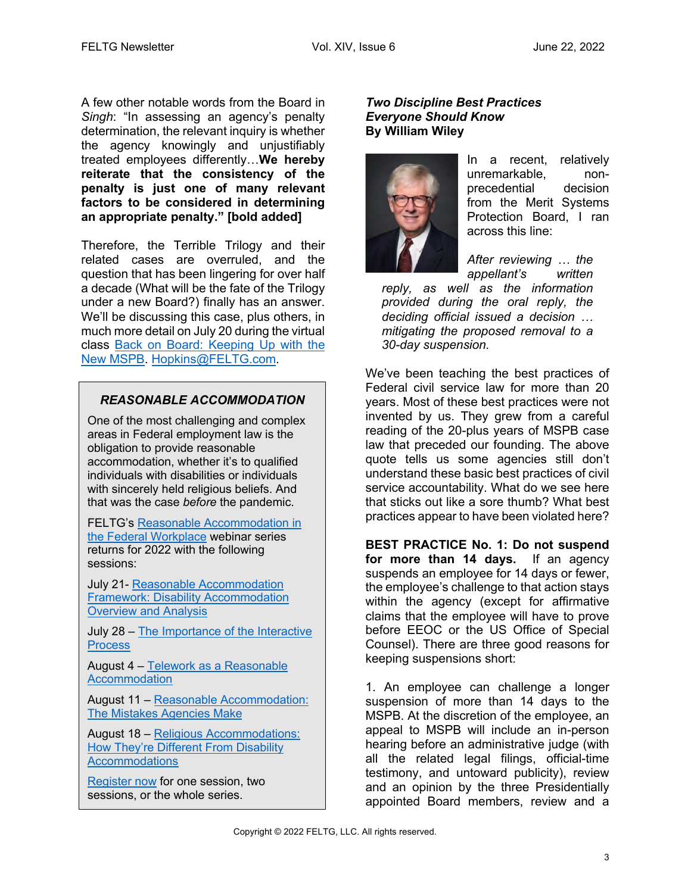A few other notable words from the Board in *Singh*: "In assessing an agency's penalty determination, the relevant inquiry is whether the agency knowingly and unjustifiably treated employees differently…**We hereby reiterate that the consistency of the penalty is just one of many relevant factors to be considered in determining an appropriate penalty." [bold added]**

Therefore, the Terrible Trilogy and their related cases are overruled, and the question that has been lingering for over half a decade (What will be the fate of the Trilogy under a new Board?) finally has an answer. We'll be discussing this case, plus others, in much more detail on July 20 during the virtual class Back on Board: Keeping Up with the New MSPB. Hopkins@FELTG.com.

### *REASONABLE ACCOMMODATION*

One of the most challenging and complex areas in Federal employment law is the obligation to provide reasonable accommodation, whether it's to qualified individuals with disabilities or individuals with sincerely held religious beliefs. And that was the case *before* the pandemic.

FELTG's Reasonable Accommodation in the Federal Workplace webinar series returns for 2022 with the following sessions:

July 21- Reasonable Accommodation Framework: Disability Accommodation Overview and Analysis

July 28 – The Importance of the Interactive Process

August 4 – Telework as a Reasonable Accommodation

August 11 – Reasonable Accommodation: The Mistakes Agencies Make

August 18 – Religious Accommodations: How They're Different From Disability Accommodations

Register now for one session, two sessions, or the whole series.

## *Two Discipline Best Practices Everyone Should Know*
**By William Wiley**

In a recent, relatively unremarkable, non-precedential decision from the Merit Systems Protection Board, I ran across this line:

> *After reviewing … the appellant's written reply, as well as the information provided during the oral reply, the deciding official issued a decision … mitigating the proposed removal to a 30-day suspension.*

We've been teaching the best practices of Federal civil service law for more than 20 years. Most of these best practices were not invented by us. They grew from a careful reading of the 20-plus years of MSPB case law that preceded our founding. The above quote tells us some agencies still don't understand these basic best practices of civil service accountability. What do we see here that sticks out like a sore thumb? What best practices appear to have been violated here?

**BEST PRACTICE No. 1: Do not suspend for more than 14 days.** If an agency suspends an employee for 14 days or fewer, the employee's challenge to that action stays within the agency (except for affirmative claims that the employee will have to prove before EEOC or the US Office of Special Counsel). There are three good reasons for keeping suspensions short:

1. An employee can challenge a longer suspension of more than 14 days to the MSPB. At the discretion of the employee, an appeal to MSPB will include an in-person hearing before an administrative judge (with all the related legal filings, official-time testimony, and untoward publicity), review and an opinion by the three Presidentially appointed Board members, review and a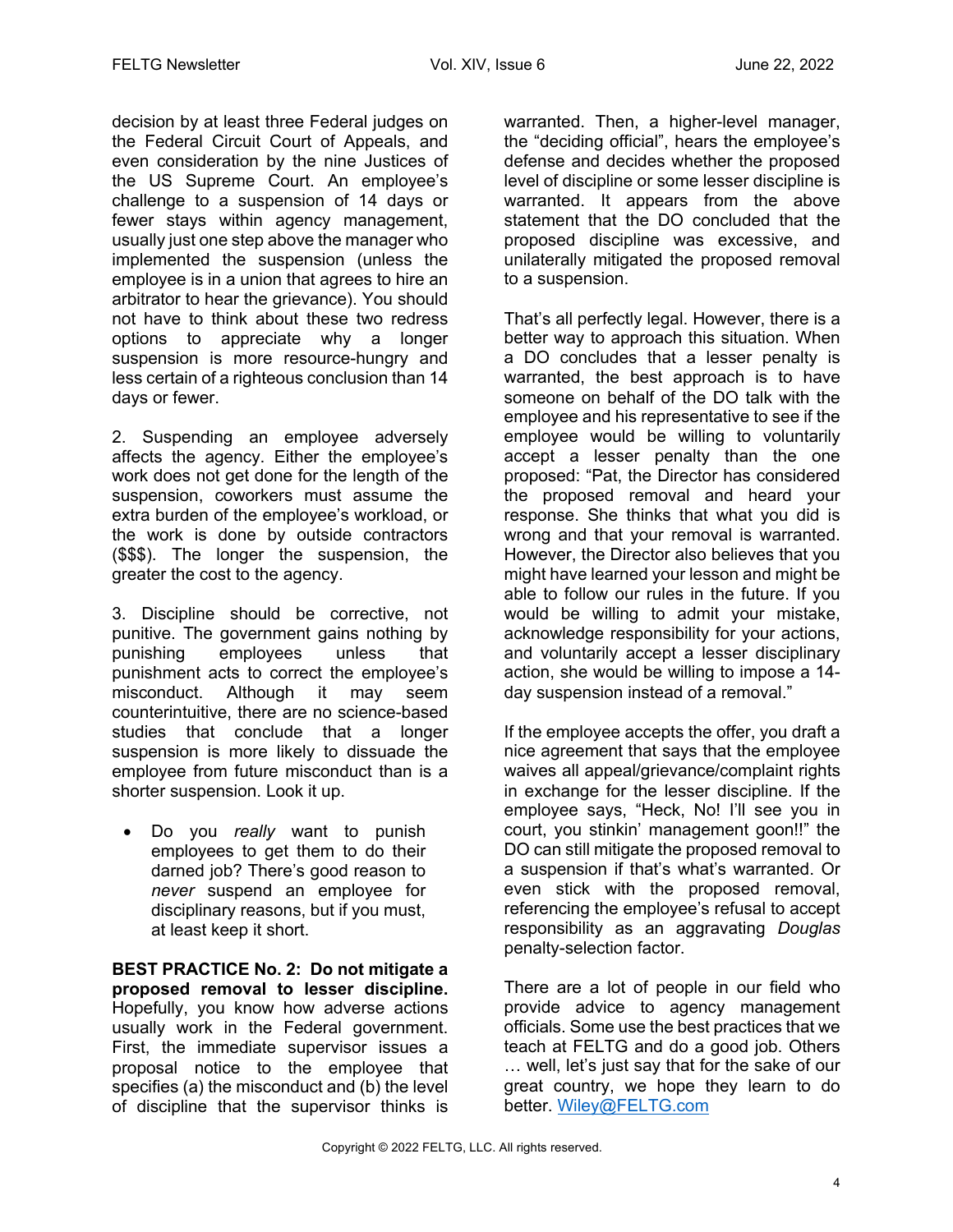decision by at least three Federal judges on the Federal Circuit Court of Appeals, and even consideration by the nine Justices of the US Supreme Court. An employee's challenge to a suspension of 14 days or fewer stays within agency management, usually just one step above the manager who implemented the suspension (unless the employee is in a union that agrees to hire an arbitrator to hear the grievance). You should not have to think about these two redress options to appreciate why a longer suspension is more resource-hungry and less certain of a righteous conclusion than 14 days or fewer.

2. Suspending an employee adversely affects the agency. Either the employee's work does not get done for the length of the suspension, coworkers must assume the extra burden of the employee's workload, or the work is done by outside contractors ($$$). The longer the suspension, the greater the cost to the agency.

3. Discipline should be corrective, not punitive. The government gains nothing by punishing employees unless that punishment acts to correct the employee's misconduct. Although it may seem counterintuitive, there are no science-based studies that conclude that a longer suspension is more likely to dissuade the employee from future misconduct than is a shorter suspension. Look it up.

- Do you *really* want to punish employees to get them to do their darned job? There's good reason to *never* suspend an employee for disciplinary reasons, but if you must, at least keep it short.

**BEST PRACTICE No. 2: Do not mitigate a proposed removal to lesser discipline.** Hopefully, you know how adverse actions usually work in the Federal government. First, the immediate supervisor issues a proposal notice to the employee that specifies (a) the misconduct and (b) the level of discipline that the supervisor thinks is warranted. Then, a higher-level manager, the "deciding official", hears the employee's defense and decides whether the proposed level of discipline or some lesser discipline is warranted. It appears from the above statement that the DO concluded that the proposed discipline was excessive, and unilaterally mitigated the proposed removal to a suspension.

That's all perfectly legal. However, there is a better way to approach this situation. When a DO concludes that a lesser penalty is warranted, the best approach is to have someone on behalf of the DO talk with the employee and his representative to see if the employee would be willing to voluntarily accept a lesser penalty than the one proposed: "Pat, the Director has considered the proposed removal and heard your response. She thinks that what you did is wrong and that your removal is warranted. However, the Director also believes that you might have learned your lesson and might be able to follow our rules in the future. If you would be willing to admit your mistake, acknowledge responsibility for your actions, and voluntarily accept a lesser disciplinary action, she would be willing to impose a 14-day suspension instead of a removal."

If the employee accepts the offer, you draft a nice agreement that says that the employee waives all appeal/grievance/complaint rights in exchange for the lesser discipline. If the employee says, "Heck, No! I'll see you in court, you stinkin' management goon!!" the DO can still mitigate the proposed removal to a suspension if that's what's warranted. Or even stick with the proposed removal, referencing the employee's refusal to accept responsibility as an aggravating *Douglas* penalty-selection factor.

There are a lot of people in our field who provide advice to agency management officials. Some use the best practices that we teach at FELTG and do a good job. Others … well, let's just say that for the sake of our great country, we hope they learn to do better. Wiley@FELTG.com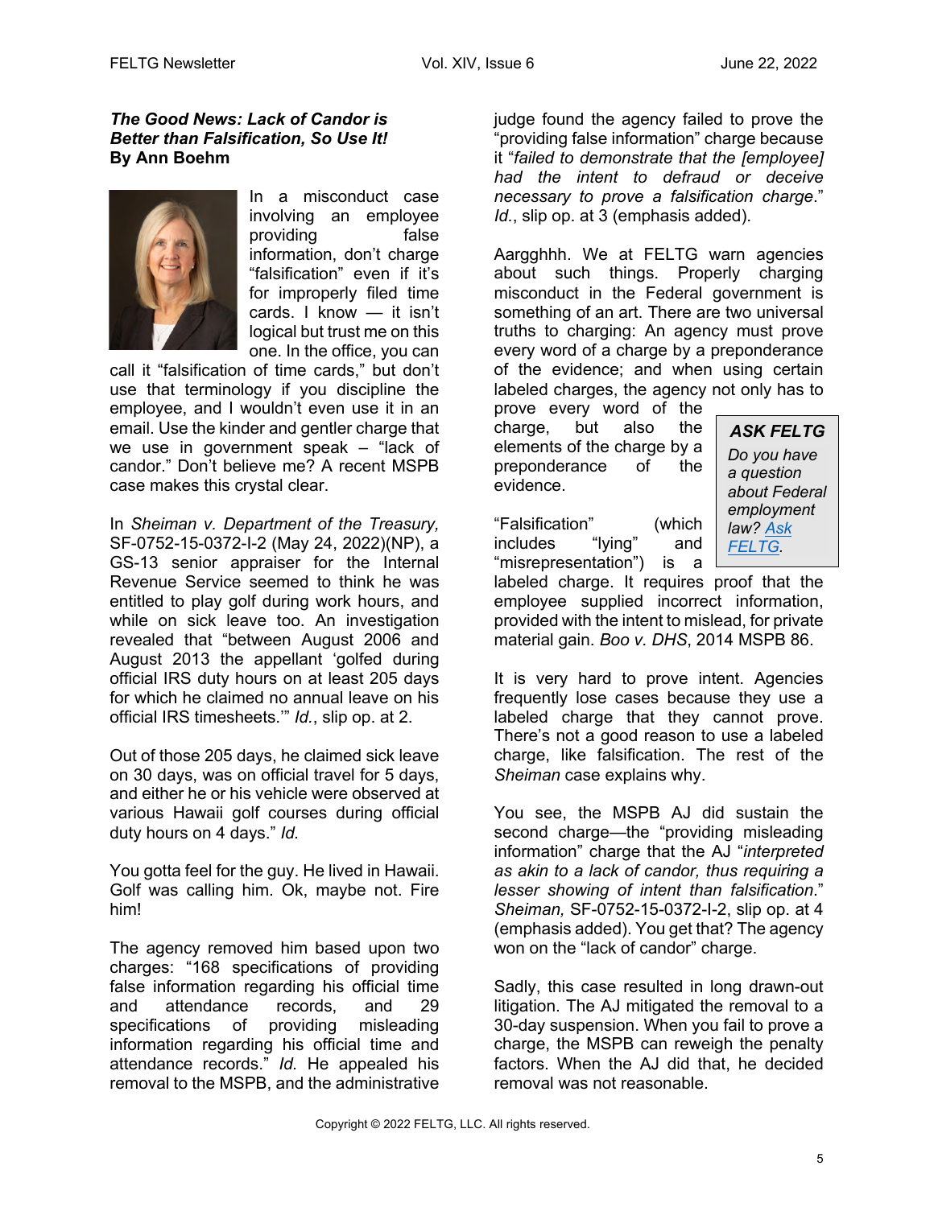### *The Good News: Lack of Candor is Better than Falsification, So Use It!*
**By Ann Boehm**

In a misconduct case involving an employee providing false information, don't charge "falsification" even if it's for improperly filed time cards. I know — it isn't logical but trust me on this one. In the office, you can call it "falsification of time cards," but don't use that terminology if you discipline the employee, and I wouldn't even use it in an email. Use the kinder and gentler charge that we use in government speak – "lack of candor." Don't believe me? A recent MSPB case makes this crystal clear.

In *Sheiman v. Department of the Treasury,* SF-0752-15-0372-I-2 (May 24, 2022)(NP), a GS-13 senior appraiser for the Internal Revenue Service seemed to think he was entitled to play golf during work hours, and while on sick leave too. An investigation revealed that "between August 2006 and August 2013 the appellant 'golfed during official IRS duty hours on at least 205 days for which he claimed no annual leave on his official IRS timesheets.'" *Id.*, slip op. at 2.

Out of those 205 days, he claimed sick leave on 30 days, was on official travel for 5 days, and either he or his vehicle were observed at various Hawaii golf courses during official duty hours on 4 days." *Id.*

You gotta feel for the guy. He lived in Hawaii. Golf was calling him. Ok, maybe not. Fire him!

The agency removed him based upon two charges: "168 specifications of providing false information regarding his official time and attendance records, and 29 specifications of providing misleading information regarding his official time and attendance records." *Id.* He appealed his removal to the MSPB, and the administrative judge found the agency failed to prove the "providing false information" charge because it "*failed to demonstrate that the [employee] had the intent to defraud or deceive necessary to prove a falsification charge*." *Id.*, slip op. at 3 (emphasis added).

Aargghhh. We at FELTG warn agencies about such things. Properly charging misconduct in the Federal government is something of an art. There are two universal truths to charging: An agency must prove every word of a charge by a preponderance of the evidence; and when using certain labeled charges, the agency not only has to prove every word of the charge, but also the elements of the charge by a preponderance of the evidence.

"Falsification" (which includes "lying" and "misrepresentation") is a labeled charge. It requires proof that the employee supplied incorrect information, provided with the intent to mislead, for private material gain. *Boo v. DHS*, 2014 MSPB 86.

It is very hard to prove intent. Agencies frequently lose cases because they use a labeled charge that they cannot prove. There's not a good reason to use a labeled charge, like falsification. The rest of the *Sheiman* case explains why.

You see, the MSPB AJ did sustain the second charge—the "providing misleading information" charge that the AJ "*interpreted as akin to a lack of candor, thus requiring a lesser showing of intent than falsification*." *Sheiman,* SF-0752-15-0372-I-2, slip op. at 4 (emphasis added). You get that? The agency won on the "lack of candor" charge.

Sadly, this case resulted in long drawn-out litigation. The AJ mitigated the removal to a 30-day suspension. When you fail to prove a charge, the MSPB can reweigh the penalty factors. When the AJ did that, he decided removal was not reasonable.

> **ASK FELTG**
> *Do you have a question about Federal employment law? [Ask FELTG](Ask FELTG).*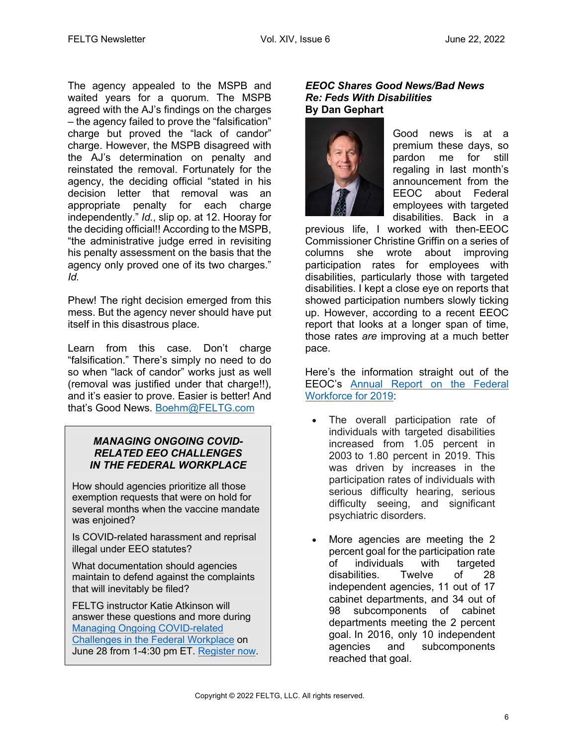The agency appealed to the MSPB and waited years for a quorum. The MSPB agreed with the AJ's findings on the charges – the agency failed to prove the "falsification" charge but proved the "lack of candor" charge. However, the MSPB disagreed with the AJ's determination on penalty and reinstated the removal. Fortunately for the agency, the deciding official "stated in his decision letter that removal was an appropriate penalty for each charge independently." *Id.*, slip op. at 12. Hooray for the deciding official!! According to the MSPB, "the administrative judge erred in revisiting his penalty assessment on the basis that the agency only proved one of its two charges." *Id.*

Phew! The right decision emerged from this mess. But the agency never should have put itself in this disastrous place.

Learn from this case. Don't charge "falsification." There's simply no need to do so when "lack of candor" works just as well (removal was justified under that charge!!), and it's easier to prove. Easier is better! And that's Good News. [Boehm@FELTG.com](mailto:Boehm@FELTG.com)

> ***MANAGING ONGOING COVID-RELATED EEO CHALLENGES IN THE FEDERAL WORKPLACE***
>
> How should agencies prioritize all those exemption requests that were on hold for several months when the vaccine mandate was enjoined?
>
> Is COVID-related harassment and reprisal illegal under EEO statutes?
>
> What documentation should agencies maintain to defend against the complaints that will inevitably be filed?
>
> FELTG instructor Katie Atkinson will answer these questions and more during [Managing Ongoing COVID-related Challenges in the Federal Workplace](#) on June 28 from 1-4:30 pm ET. [Register now](#).

## *EEOC Shares Good News/Bad News Re: Feds With Disabilities*

**By Dan Gephart**

Good news is at a premium these days, so pardon me for still regaling in last month's announcement from the EEOC about Federal employees with targeted disabilities. Back in a previous life, I worked with then-EEOC Commissioner Christine Griffin on a series of columns she wrote about improving participation rates for employees with disabilities, particularly those with targeted disabilities. I kept a close eye on reports that showed participation numbers slowly ticking up. However, according to a recent EEOC report that looks at a longer span of time, those rates *are* improving at a much better pace.

Here's the information straight out of the EEOC's [Annual Report on the Federal Workforce for 2019](#):

- The overall participation rate of individuals with targeted disabilities increased from 1.05 percent in 2003 to 1.80 percent in 2019. This was driven by increases in the participation rates of individuals with serious difficulty hearing, serious difficulty seeing, and significant psychiatric disorders.
- More agencies are meeting the 2 percent goal for the participation rate of individuals with targeted disabilities. Twelve of 28 independent agencies, 11 out of 17 cabinet departments, and 34 out of 98 subcomponents of cabinet departments meeting the 2 percent goal. In 2016, only 10 independent agencies and subcomponents reached that goal.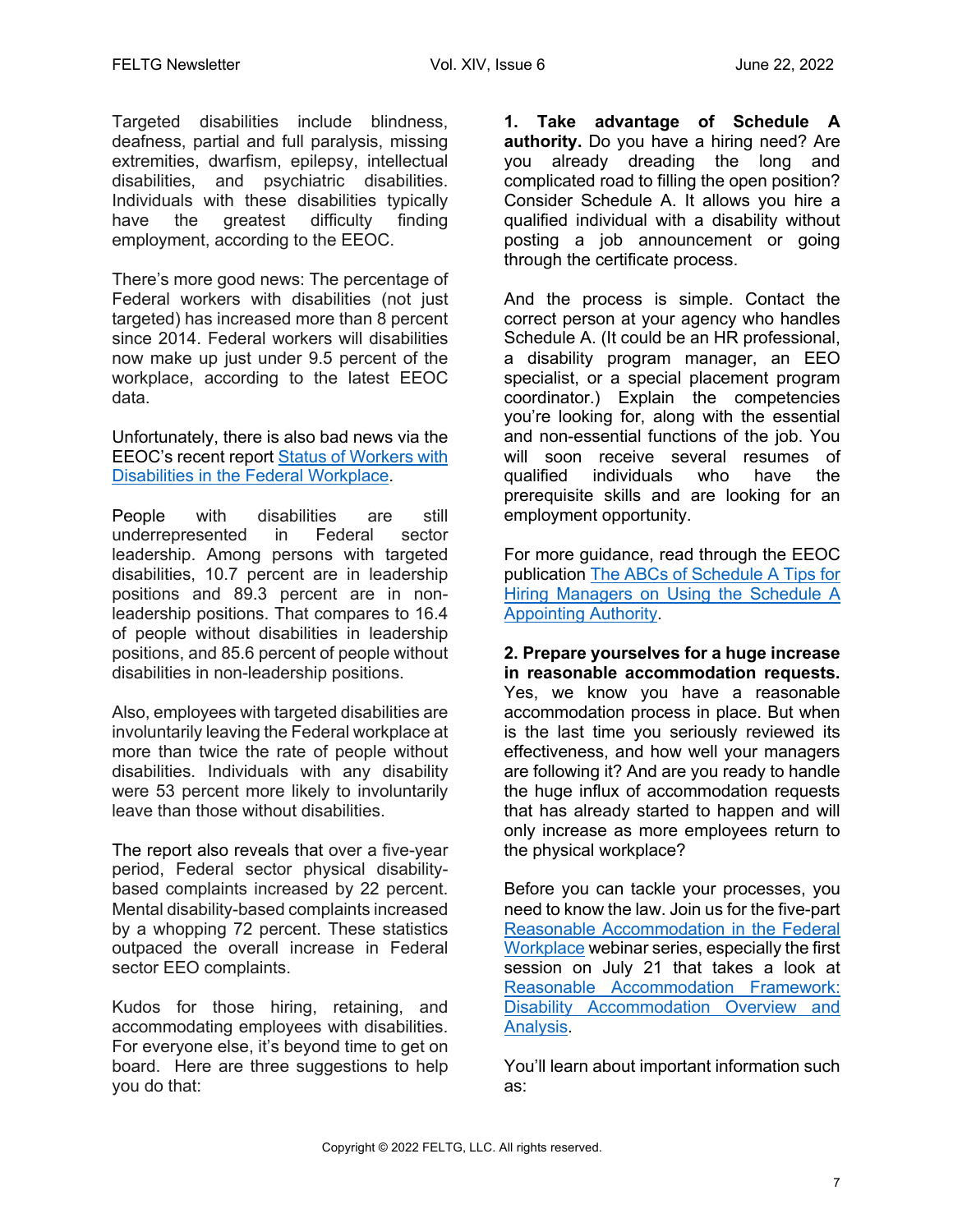Targeted disabilities include blindness, deafness, partial and full paralysis, missing extremities, dwarfism, epilepsy, intellectual disabilities, and psychiatric disabilities. Individuals with these disabilities typically have the greatest difficulty finding employment, according to the EEOC.

There's more good news: The percentage of Federal workers with disabilities (not just targeted) has increased more than 8 percent since 2014. Federal workers will disabilities now make up just under 9.5 percent of the workplace, according to the latest EEOC data.

Unfortunately, there is also bad news via the EEOC's recent report [Status of Workers with Disabilities in the Federal Workplace](#).

People with disabilities are still underrepresented in Federal sector leadership. Among persons with targeted disabilities, 10.7 percent are in leadership positions and 89.3 percent are in non-leadership positions. That compares to 16.4 of people without disabilities in leadership positions, and 85.6 percent of people without disabilities in non-leadership positions.

Also, employees with targeted disabilities are involuntarily leaving the Federal workplace at more than twice the rate of people without disabilities. Individuals with any disability were 53 percent more likely to involuntarily leave than those without disabilities.

The report also reveals that over a five-year period, Federal sector physical disability-based complaints increased by 22 percent. Mental disability-based complaints increased by a whopping 72 percent. These statistics outpaced the overall increase in Federal sector EEO complaints.

Kudos for those hiring, retaining, and accommodating employees with disabilities. For everyone else, it's beyond time to get on board. Here are three suggestions to help you do that:

**1. Take advantage of Schedule A authority.** Do you have a hiring need? Are you already dreading the long and complicated road to filling the open position? Consider Schedule A. It allows you hire a qualified individual with a disability without posting a job announcement or going through the certificate process.

And the process is simple. Contact the correct person at your agency who handles Schedule A. (It could be an HR professional, a disability program manager, an EEO specialist, or a special placement program coordinator.) Explain the competencies you're looking for, along with the essential and non-essential functions of the job. You will soon receive several resumes of qualified individuals who have the prerequisite skills and are looking for an employment opportunity.

For more guidance, read through the EEOC publication [The ABCs of Schedule A Tips for Hiring Managers on Using the Schedule A Appointing Authority](#).

**2. Prepare yourselves for a huge increase in reasonable accommodation requests.** Yes, we know you have a reasonable accommodation process in place. But when is the last time you seriously reviewed its effectiveness, and how well your managers are following it? And are you ready to handle the huge influx of accommodation requests that has already started to happen and will only increase as more employees return to the physical workplace?

Before you can tackle your processes, you need to know the law. Join us for the five-part [Reasonable Accommodation in the Federal Workplace](#) webinar series, especially the first session on July 21 that takes a look at [Reasonable Accommodation Framework: Disability Accommodation Overview and Analysis](#).

You'll learn about important information such as: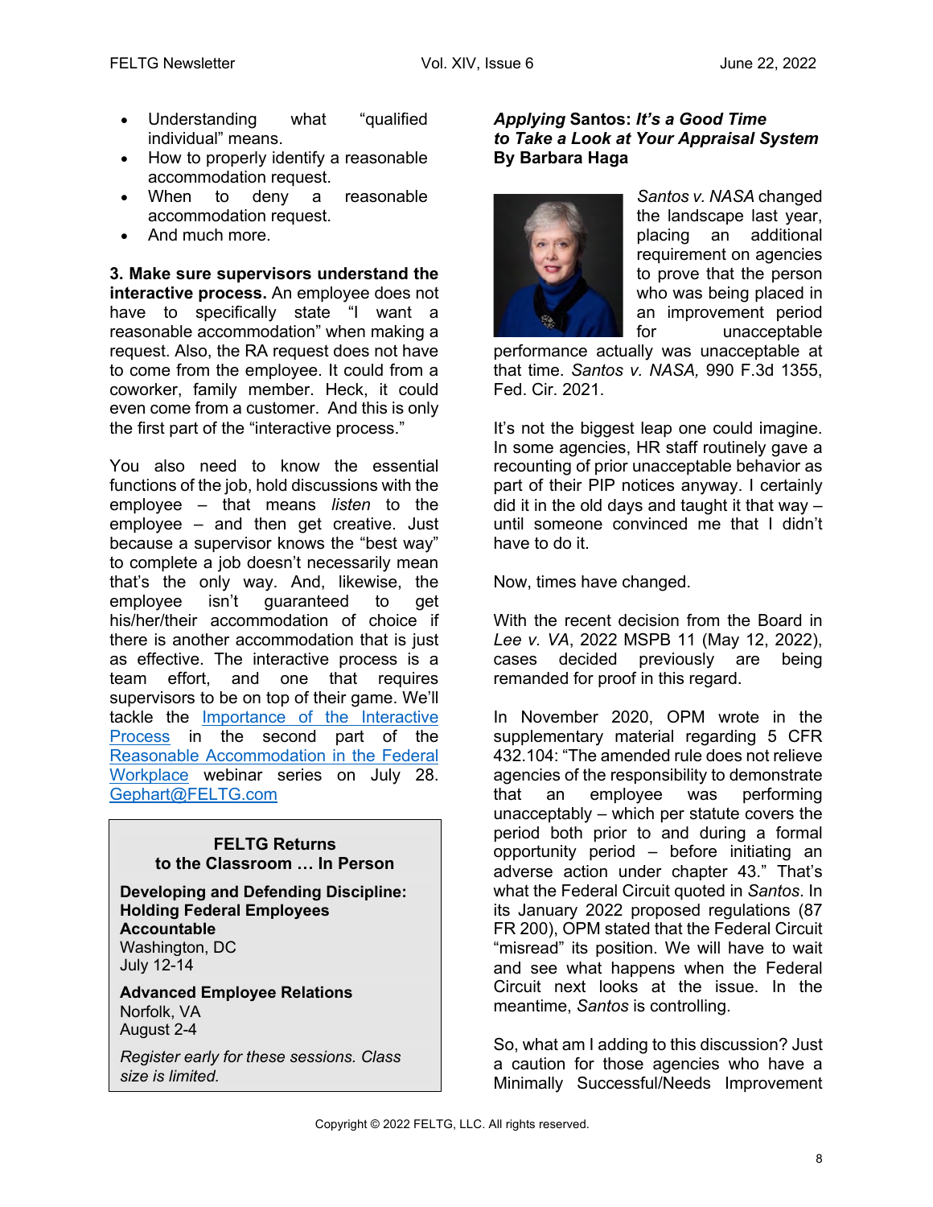- Understanding what "qualified individual" means.
- How to properly identify a reasonable accommodation request.
- When to deny a reasonable accommodation request.
- And much more.

**3. Make sure supervisors understand the interactive process.** An employee does not have to specifically state "I want a reasonable accommodation" when making a request. Also, the RA request does not have to come from the employee. It could from a coworker, family member. Heck, it could even come from a customer. And this is only the first part of the "interactive process."

You also need to know the essential functions of the job, hold discussions with the employee – that means *listen* to the employee – and then get creative. Just because a supervisor knows the "best way" to complete a job doesn't necessarily mean that's the only way. And, likewise, the employee isn't guaranteed to get his/her/their accommodation of choice if there is another accommodation that is just as effective. The interactive process is a team effort, and one that requires supervisors to be on top of their game. We'll tackle the Importance of the Interactive Process in the second part of the Reasonable Accommodation in the Federal Workplace webinar series on July 28. Gephart@FELTG.com

> **FELTG Returns to the Classroom … In Person**
>
> **Developing and Defending Discipline: Holding Federal Employees Accountable**
> Washington, DC
> July 12-14
>
> **Advanced Employee Relations**
> Norfolk, VA
> August 2-4
>
> *Register early for these sessions. Class size is limited.*

## *Applying* Santos: *It's a Good Time to Take a Look at Your Appraisal System*

**By Barbara Haga**

*Santos v. NASA* changed the landscape last year, placing an additional requirement on agencies to prove that the person who was being placed in an improvement period for unacceptable performance actually was unacceptable at that time. *Santos v. NASA,* 990 F.3d 1355, Fed. Cir. 2021.

It's not the biggest leap one could imagine. In some agencies, HR staff routinely gave a recounting of prior unacceptable behavior as part of their PIP notices anyway. I certainly did it in the old days and taught it that way – until someone convinced me that I didn't have to do it.

Now, times have changed.

With the recent decision from the Board in *Lee v. VA*, 2022 MSPB 11 (May 12, 2022), cases decided previously are being remanded for proof in this regard.

In November 2020, OPM wrote in the supplementary material regarding 5 CFR 432.104: "The amended rule does not relieve agencies of the responsibility to demonstrate that an employee was performing unacceptably – which per statute covers the period both prior to and during a formal opportunity period – before initiating an adverse action under chapter 43." That's what the Federal Circuit quoted in *Santos*. In its January 2022 proposed regulations (87 FR 200), OPM stated that the Federal Circuit "misread" its position. We will have to wait and see what happens when the Federal Circuit next looks at the issue. In the meantime, *Santos* is controlling.

So, what am I adding to this discussion? Just a caution for those agencies who have a Minimally Successful/Needs Improvement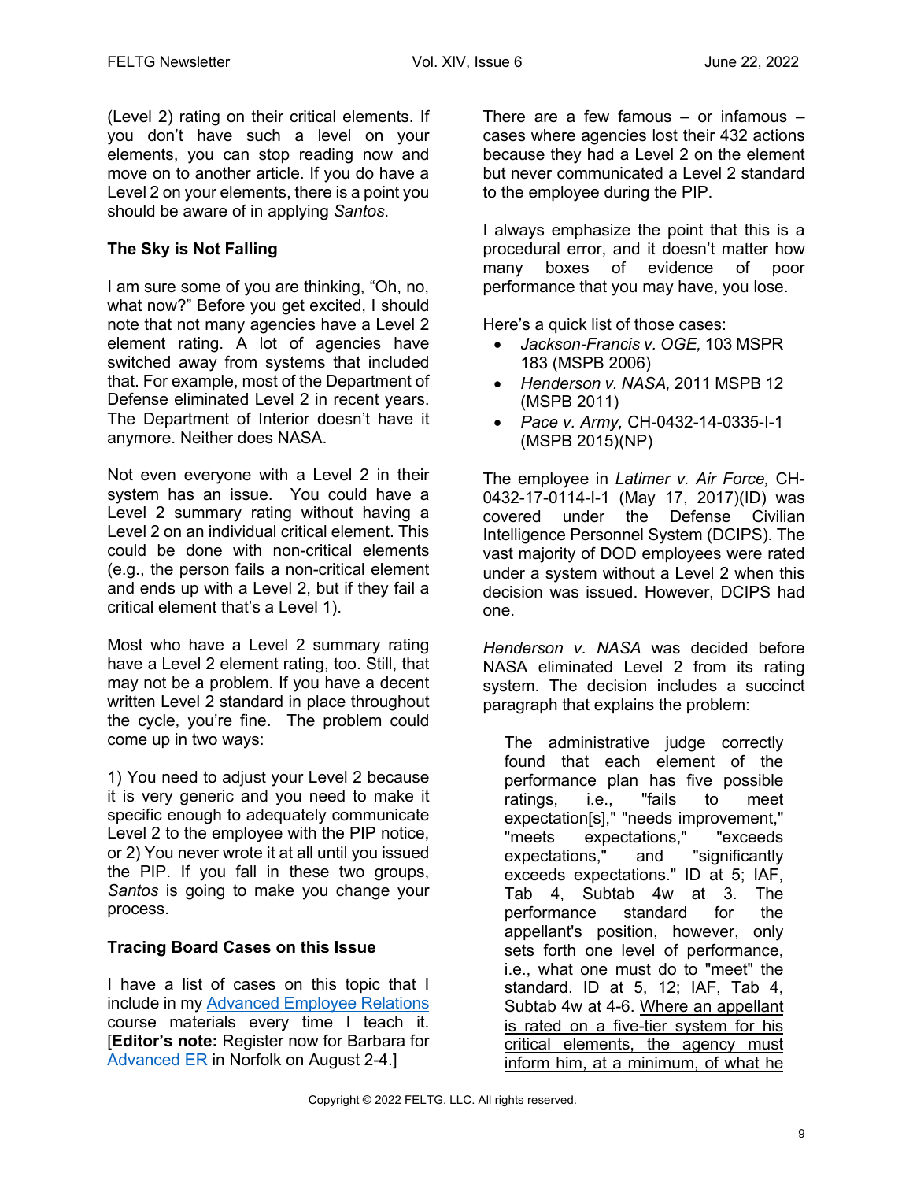(Level 2) rating on their critical elements. If you don't have such a level on your elements, you can stop reading now and move on to another article. If you do have a Level 2 on your elements, there is a point you should be aware of in applying *Santos*.

### The Sky is Not Falling

I am sure some of you are thinking, "Oh, no, what now?" Before you get excited, I should note that not many agencies have a Level 2 element rating. A lot of agencies have switched away from systems that included that. For example, most of the Department of Defense eliminated Level 2 in recent years. The Department of Interior doesn't have it anymore. Neither does NASA.

Not even everyone with a Level 2 in their system has an issue. You could have a Level 2 summary rating without having a Level 2 on an individual critical element. This could be done with non-critical elements (e.g., the person fails a non-critical element and ends up with a Level 2, but if they fail a critical element that's a Level 1).

Most who have a Level 2 summary rating have a Level 2 element rating, too. Still, that may not be a problem. If you have a decent written Level 2 standard in place throughout the cycle, you're fine. The problem could come up in two ways:

1) You need to adjust your Level 2 because it is very generic and you need to make it specific enough to adequately communicate Level 2 to the employee with the PIP notice, or 2) You never wrote it at all until you issued the PIP. If you fall in these two groups, *Santos* is going to make you change your process.

### Tracing Board Cases on this Issue

I have a list of cases on this topic that I include in my [Advanced Employee Relations]() course materials every time I teach it. [**Editor's note:** Register now for Barbara for [Advanced ER]() in Norfolk on August 2-4.]

There are a few famous – or infamous – cases where agencies lost their 432 actions because they had a Level 2 on the element but never communicated a Level 2 standard to the employee during the PIP.

I always emphasize the point that this is a procedural error, and it doesn't matter how many boxes of evidence of poor performance that you may have, you lose.

Here's a quick list of those cases:

- *Jackson-Francis v. OGE,* 103 MSPR 183 (MSPB 2006)
- *Henderson v. NASA,* 2011 MSPB 12 (MSPB 2011)
- *Pace v. Army,* CH-0432-14-0335-I-1 (MSPB 2015)(NP)

The employee in *Latimer v. Air Force,* CH-0432-17-0114-I-1 (May 17, 2017)(ID) was covered under the Defense Civilian Intelligence Personnel System (DCIPS). The vast majority of DOD employees were rated under a system without a Level 2 when this decision was issued. However, DCIPS had one.

*Henderson v. NASA* was decided before NASA eliminated Level 2 from its rating system. The decision includes a succinct paragraph that explains the problem:

> The administrative judge correctly found that each element of the performance plan has five possible ratings, i.e., "fails to meet expectation[s]," "needs improvement," "meets expectations," "exceeds expectations," and "significantly exceeds expectations." ID at 5; IAF, Tab 4, Subtab 4w at 3. The performance standard for the appellant's position, however, only sets forth one level of performance, i.e., what one must do to "meet" the standard. ID at 5, 12; IAF, Tab 4, Subtab 4w at 4-6. <u>Where an appellant is rated on a five-tier system for his critical elements, the agency must inform him, at a minimum, of what he</u>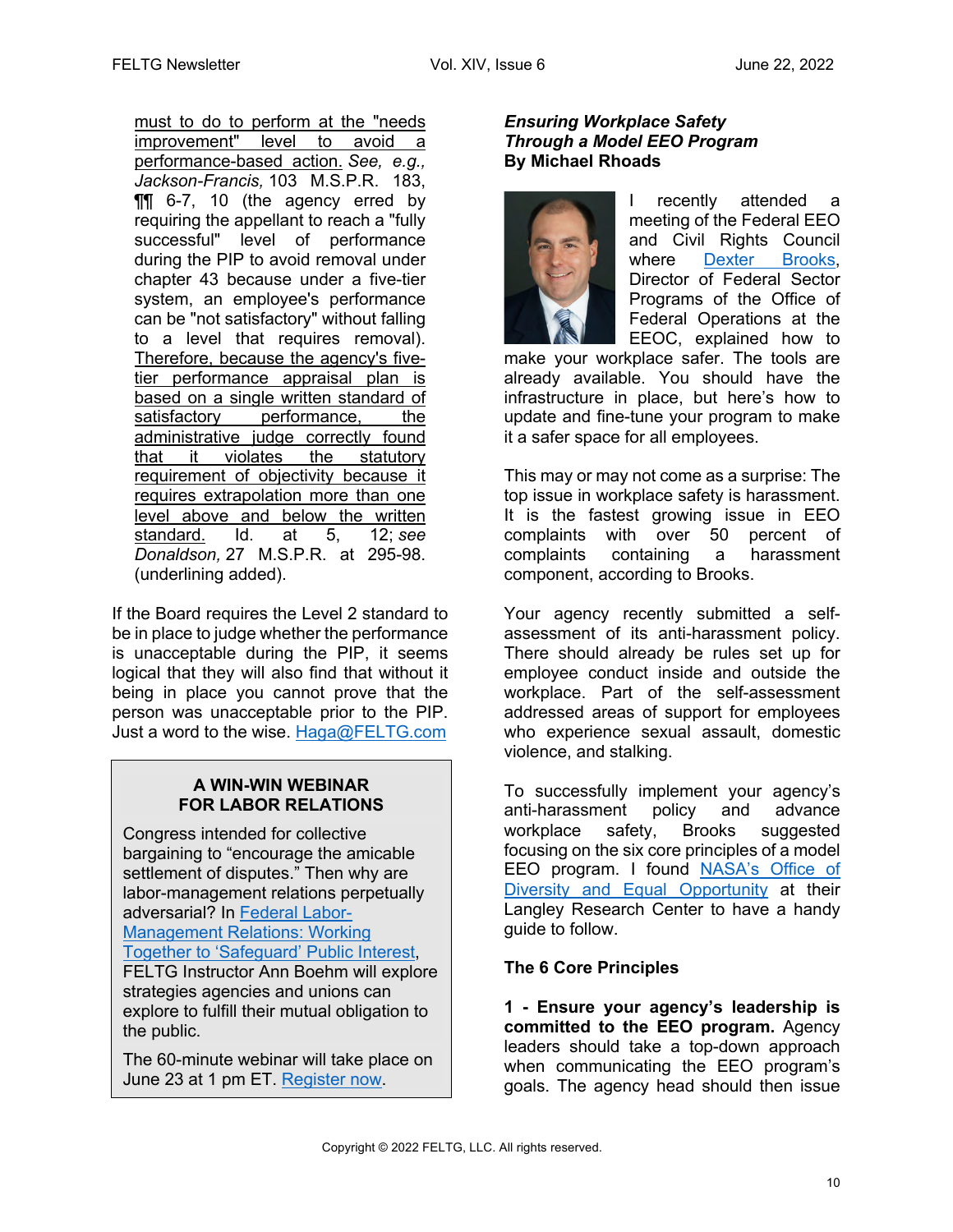must to do to perform at the "needs improvement" level to avoid a performance-based action. *See, e.g., Jackson-Francis,* 103 M.S.P.R. 183, ¶¶ 6-7, 10 (the agency erred by requiring the appellant to reach a "fully successful" level of performance during the PIP to avoid removal under chapter 43 because under a five-tier system, an employee's performance can be "not satisfactory" without falling to a level that requires removal). Therefore, because the agency's five-tier performance appraisal plan is based on a single written standard of satisfactory performance, the administrative judge correctly found that it violates the statutory requirement of objectivity because it requires extrapolation more than one level above and below the written standard. Id. at 5, 12; *see Donaldson,* 27 M.S.P.R. at 295-98. (underlining added).

If the Board requires the Level 2 standard to be in place to judge whether the performance is unacceptable during the PIP, it seems logical that they will also find that without it being in place you cannot prove that the person was unacceptable prior to the PIP. Just a word to the wise. Haga@FELTG.com

> **A WIN-WIN WEBINAR FOR LABOR RELATIONS**
>
> Congress intended for collective bargaining to "encourage the amicable settlement of disputes." Then why are labor-management relations perpetually adversarial? In Federal Labor-Management Relations: Working Together to 'Safeguard' Public Interest, FELTG Instructor Ann Boehm will explore strategies agencies and unions can explore to fulfill their mutual obligation to the public.
>
> The 60-minute webinar will take place on June 23 at 1 pm ET. Register now.

## *Ensuring Workplace Safety Through a Model EEO Program*

**By Michael Rhoads**

I recently attended a meeting of the Federal EEO and Civil Rights Council where Dexter Brooks, Director of Federal Sector Programs of the Office of Federal Operations at the EEOC, explained how to make your workplace safer. The tools are already available. You should have the infrastructure in place, but here's how to update and fine-tune your program to make it a safer space for all employees.

This may or may not come as a surprise: The top issue in workplace safety is harassment. It is the fastest growing issue in EEO complaints with over 50 percent of complaints containing a harassment component, according to Brooks.

Your agency recently submitted a self-assessment of its anti-harassment policy. There should already be rules set up for employee conduct inside and outside the workplace. Part of the self-assessment addressed areas of support for employees who experience sexual assault, domestic violence, and stalking.

To successfully implement your agency's anti-harassment policy and advance workplace safety, Brooks suggested focusing on the six core principles of a model EEO program. I found NASA's Office of Diversity and Equal Opportunity at their Langley Research Center to have a handy guide to follow.

### The 6 Core Principles

**1 - Ensure your agency's leadership is committed to the EEO program.** Agency leaders should take a top-down approach when communicating the EEO program's goals. The agency head should then issue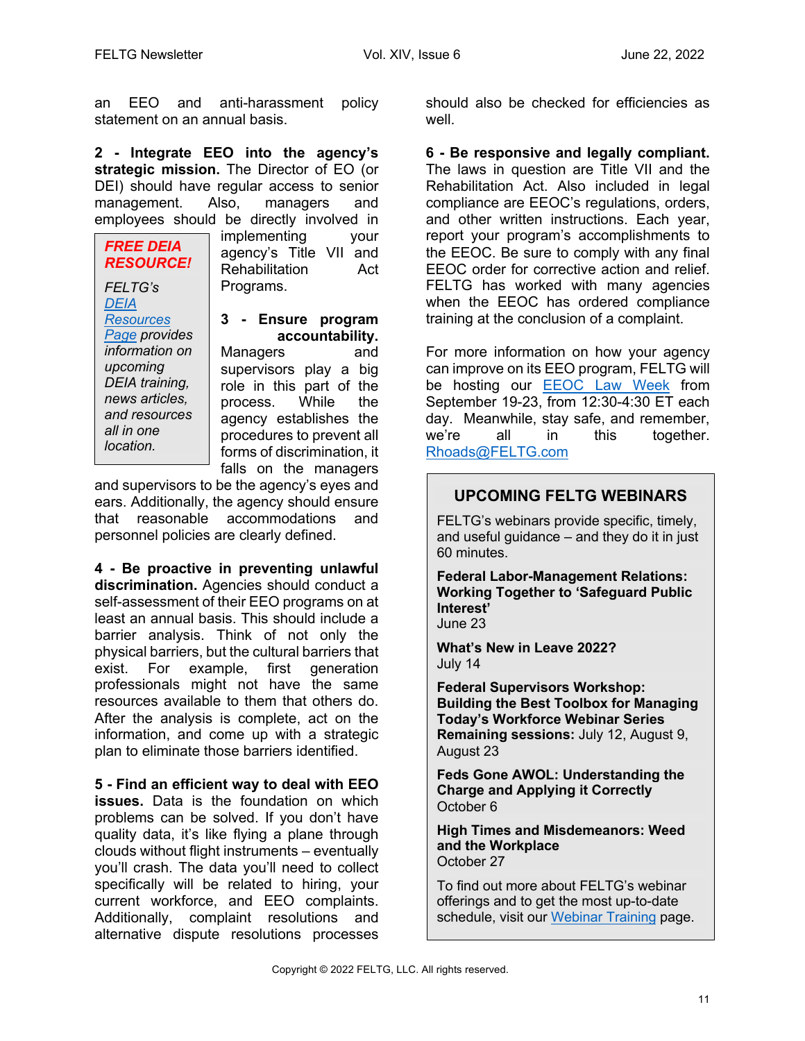an EEO and anti-harassment policy statement on an annual basis.

**2 - Integrate EEO into the agency's strategic mission.** The Director of EO (or DEI) should have regular access to senior management. Also, managers and employees should be directly involved in implementing your agency's Title VII and Rehabilitation Act Programs.

> ***FREE DEIA RESOURCE!***
>
> *FELTG's [DEIA Resources Page](#) provides information on upcoming DEIA training, news articles, and resources all in one location.*

**3 - Ensure program accountability.** Managers and supervisors play a big role in this part of the process. While the agency establishes the procedures to prevent all forms of discrimination, it falls on the managers and supervisors to be the agency's eyes and ears. Additionally, the agency should ensure that reasonable accommodations and personnel policies are clearly defined.

**4 - Be proactive in preventing unlawful discrimination.** Agencies should conduct a self-assessment of their EEO programs on at least an annual basis. This should include a barrier analysis. Think of not only the physical barriers, but the cultural barriers that exist. For example, first generation professionals might not have the same resources available to them that others do. After the analysis is complete, act on the information, and come up with a strategic plan to eliminate those barriers identified.

**5 - Find an efficient way to deal with EEO issues.** Data is the foundation on which problems can be solved. If you don't have quality data, it's like flying a plane through clouds without flight instruments – eventually you'll crash. The data you'll need to collect specifically will be related to hiring, your current workforce, and EEO complaints. Additionally, complaint resolutions and alternative dispute resolutions processes should also be checked for efficiencies as well.

**6 - Be responsive and legally compliant.** The laws in question are Title VII and the Rehabilitation Act. Also included in legal compliance are EEOC's regulations, orders, and other written instructions. Each year, report your program's accomplishments to the EEOC. Be sure to comply with any final EEOC order for corrective action and relief. FELTG has worked with many agencies when the EEOC has ordered compliance training at the conclusion of a complaint.

For more information on how your agency can improve on its EEO program, FELTG will be hosting our [EEOC Law Week](#) from September 19-23, from 12:30-4:30 ET each day. Meanwhile, stay safe, and remember, we're all in this together. [Rhoads@FELTG.com](mailto:Rhoads@FELTG.com)

## UPCOMING FELTG WEBINARS

FELTG's webinars provide specific, timely, and useful guidance – and they do it in just 60 minutes.

**Federal Labor-Management Relations: Working Together to 'Safeguard Public Interest'**
June 23

**What's New in Leave 2022?**
July 14

**Federal Supervisors Workshop: Building the Best Toolbox for Managing Today's Workforce Webinar Series**
**Remaining sessions:** July 12, August 9, August 23

**Feds Gone AWOL: Understanding the Charge and Applying it Correctly**
October 6

**High Times and Misdemeanors: Weed and the Workplace**
October 27

To find out more about FELTG's webinar offerings and to get the most up-to-date schedule, visit our [Webinar Training](#) page.

Copyright © 2022 FELTG, LLC. All rights reserved.